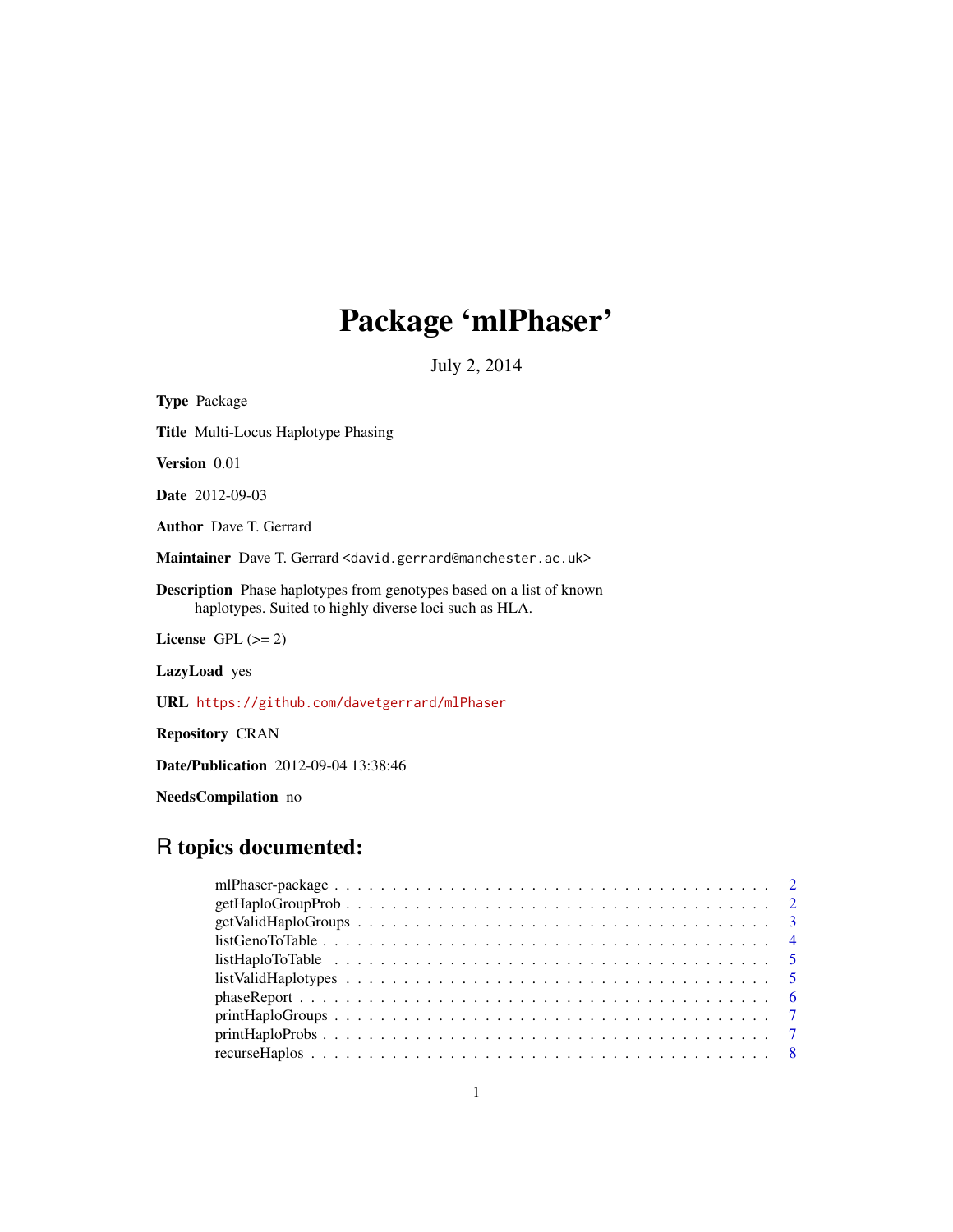# Package 'mlPhaser'

July 2, 2014

**Type** Package

**Title** Multi-Locus Haplotype Phasing

**Version** 0.01

**Date** 2012-09-03

**Author** Dave T. Gerrard

**Maintainer** Dave T. Gerrard <david.gerrard@manchester.ac.uk>

**Description** Phase haplotypes from genotypes based on a list of known haplotypes. Suited to highly diverse loci such as HLA.

**License** GPL (>= 2)

**LazyLoad** yes

**URL** https://github.com/davetgerrard/mlPhaser

**Repository** CRAN

**Date/Publication** 2012-09-04 13:38:46

**NeedsCompilation** no

## R topics documented:

- mlPhaser-package . . . . . . . . . . . . . . . . . . . . . . . . . . . . . . . . . . . . 2
- getHaploGroupProb . . . . . . . . . . . . . . . . . . . . . . . . . . . . . . . . . . . 2
- getValidHaploGroups . . . . . . . . . . . . . . . . . . . . . . . . . . . . . . . . . . 3
- listGenoToTable . . . . . . . . . . . . . . . . . . . . . . . . . . . . . . . . . . . . . 4
- listHaploToTable . . . . . . . . . . . . . . . . . . . . . . . . . . . . . . . . . . . . . 5
- listValidHaplotypes . . . . . . . . . . . . . . . . . . . . . . . . . . . . . . . . . . . 5
- phaseReport . . . . . . . . . . . . . . . . . . . . . . . . . . . . . . . . . . . . . . . 6
- printHaploGroups . . . . . . . . . . . . . . . . . . . . . . . . . . . . . . . . . . . . 7
- printHaploProbs . . . . . . . . . . . . . . . . . . . . . . . . . . . . . . . . . . . . . 7
- recurseHaplos . . . . . . . . . . . . . . . . . . . . . . . . . . . . . . . . . . . . . . 8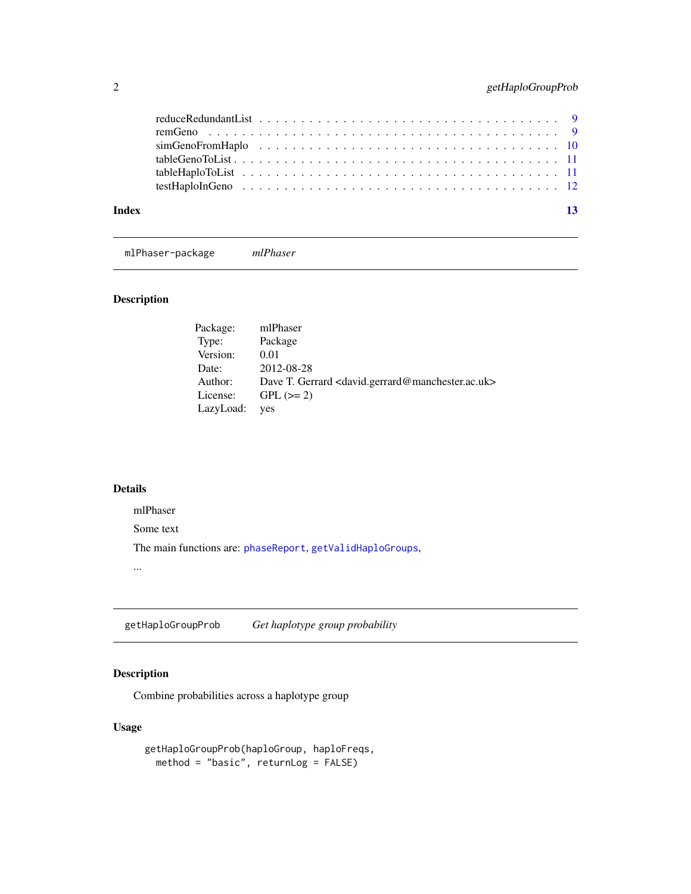reduceRedundantList . . . . . . . . . . . . . . . . . . . . . . . . . . . . . . . . . . 9
remGeno . . . . . . . . . . . . . . . . . . . . . . . . . . . . . . . . . . . . . . . . 9
simGenoFromHaplo . . . . . . . . . . . . . . . . . . . . . . . . . . . . . . . . . . . 10
tableGenoToList . . . . . . . . . . . . . . . . . . . . . . . . . . . . . . . . . . . . 11
tableHaploToList . . . . . . . . . . . . . . . . . . . . . . . . . . . . . . . . . . . 11
testHaploInGeno . . . . . . . . . . . . . . . . . . . . . . . . . . . . . . . . . . . . 12

**Index** **13**

---

## `mlPhaser-package` *mlPhaser*

### Description

| | |
|---|---|
| Package: | mlPhaser |
| Type: | Package |
| Version: | 0.01 |
| Date: | 2012-08-28 |
| Author: | Dave T. Gerrard <david.gerrard@manchester.ac.uk> |
| License: | GPL (>= 2) |
| LazyLoad: | yes |

### Details

mlPhaser

Some text

The main functions are: `phaseReport`, `getValidHaploGroups`,

...

---

## `getHaploGroupProb` *Get haplotype group probability*

### Description

Combine probabilities across a haplotype group

### Usage

```
getHaploGroupProb(haploGroup, haploFreqs,
  method = "basic", returnLog = FALSE)
```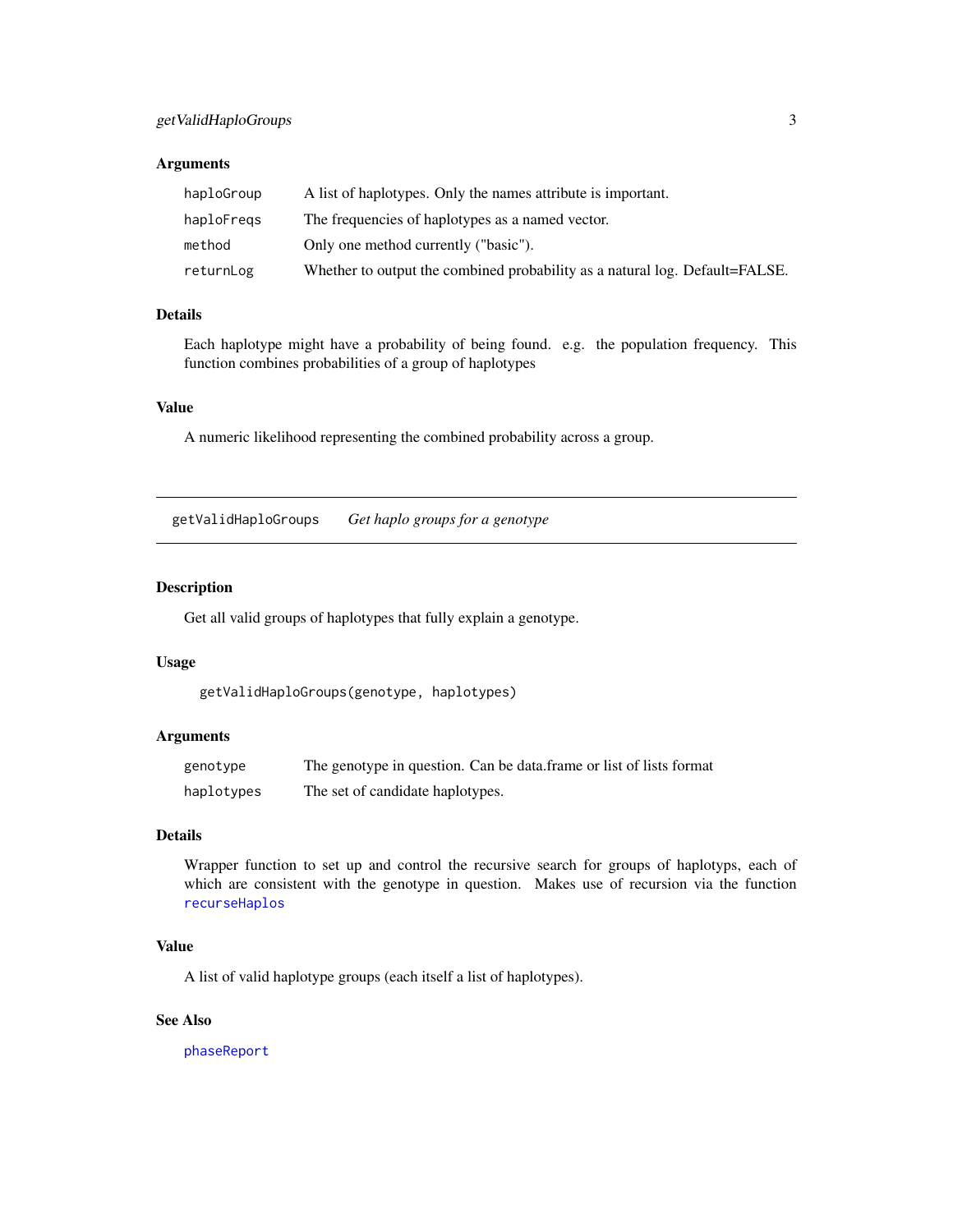### Arguments

| | |
|---|---|
| `haploGroup` | A list of haplotypes. Only the names attribute is important. |
| `haploFreqs` | The frequencies of haplotypes as a named vector. |
| `method` | Only one method currently ("basic"). |
| `returnLog` | Whether to output the combined probability as a natural log. Default=FALSE. |

### Details

Each haplotype might have a probability of being found. e.g. the population frequency. This function combines probabilities of a group of haplotypes

### Value

A numeric likelihood representing the combined probability across a group.

---

## `getValidHaploGroups` *Get haplo groups for a genotype*

---

### Description

Get all valid groups of haplotypes that fully explain a genotype.

### Usage

```
getValidHaploGroups(genotype, haplotypes)
```

### Arguments

| | |
|---|---|
| `genotype` | The genotype in question. Can be data.frame or list of lists format |
| `haplotypes` | The set of candidate haplotypes. |

### Details

Wrapper function to set up and control the recursive search for groups of haplotyps, each of which are consistent with the genotype in question. Makes use of recursion via the function `recurseHaplos`

### Value

A list of valid haplotype groups (each itself a list of haplotypes).

### See Also

`phaseReport`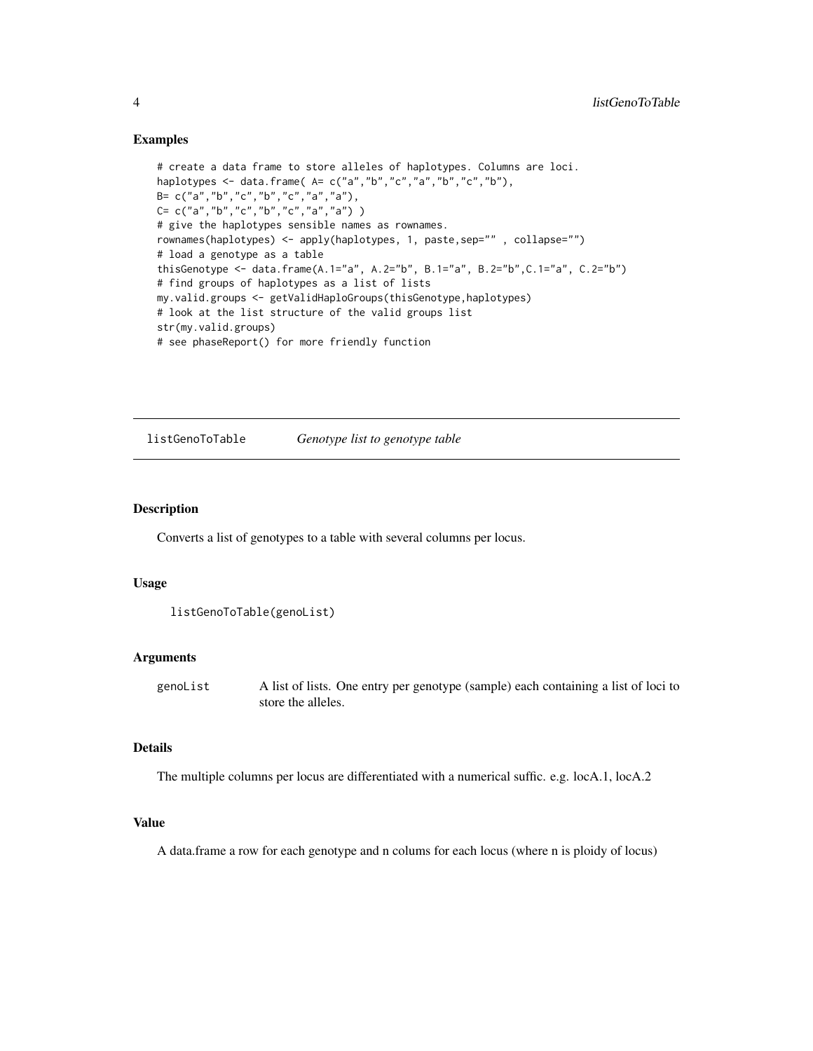## Examples

```
# create a data frame to store alleles of haplotypes. Columns are loci.
haplotypes <- data.frame( A= c("a","b","c","a","b","c","b"),
B= c("a","b","c","b","c","a","a"),
C= c("a","b","c","b","c","a","a") )
# give the haplotypes sensible names as rownames.
rownames(haplotypes) <- apply(haplotypes, 1, paste,sep="" , collapse="")
# load a genotype as a table
thisGenotype <- data.frame(A.1="a", A.2="b", B.1="a", B.2="b",C.1="a", C.2="b")
# find groups of haplotypes as a list of lists
my.valid.groups <- getValidHaploGroups(thisGenotype,haplotypes)
# look at the list structure of the valid groups list
str(my.valid.groups)
# see phaseReport() for more friendly function
```

---

# listGenoToTable &nbsp;&nbsp;&nbsp; *Genotype list to genotype table*

---

## Description

Converts a list of genotypes to a table with several columns per locus.

## Usage

```
listGenoToTable(genoList)
```

## Arguments

| | |
|---|---|
| `genoList` | A list of lists. One entry per genotype (sample) each containing a list of loci to store the alleles. |

## Details

The multiple columns per locus are differentiated with a numerical suffic. e.g. locA.1, locA.2

## Value

A data.frame a row for each genotype and n colums for each locus (where n is ploidy of locus)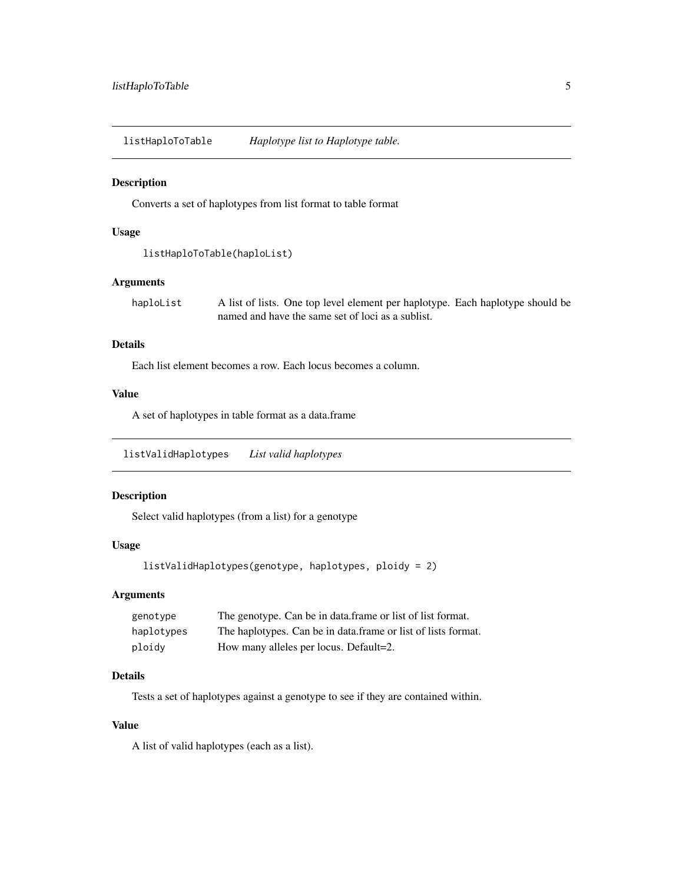## listHaploToTable — *Haplotype list to Haplotype table.*

### Description

Converts a set of haplotypes from list format to table format

### Usage

```
listHaploToTable(haploList)
```

### Arguments

| | |
|---|---|
| haploList | A list of lists. One top level element per haplotype. Each haplotype should be named and have the same set of loci as a sublist. |

### Details

Each list element becomes a row. Each locus becomes a column.

### Value

A set of haplotypes in table format as a data.frame

## listValidHaplotypes — *List valid haplotypes*

### Description

Select valid haplotypes (from a list) for a genotype

### Usage

```
listValidHaplotypes(genotype, haplotypes, ploidy = 2)
```

### Arguments

| | |
|---|---|
| genotype | The genotype. Can be in data.frame or list of list format. |
| haplotypes | The haplotypes. Can be in data.frame or list of lists format. |
| ploidy | How many alleles per locus. Default=2. |

### Details

Tests a set of haplotypes against a genotype to see if they are contained within.

### Value

A list of valid haplotypes (each as a list).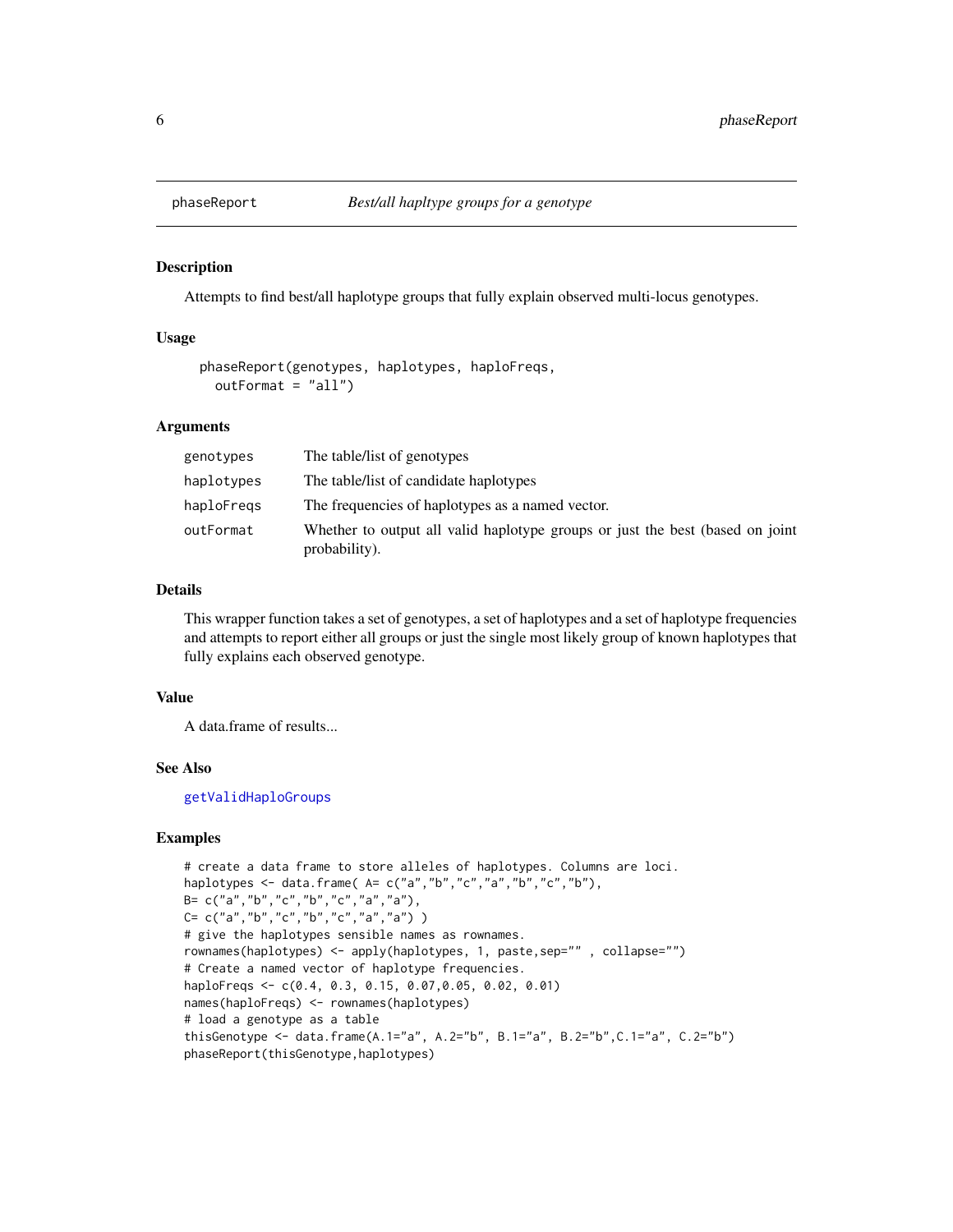# phaseReport — *Best/all hapltype groups for a genotype*

## Description

Attempts to find best/all haplotype groups that fully explain observed multi-locus genotypes.

## Usage

```
phaseReport(genotypes, haplotypes, haploFreqs,
  outFormat = "all")
```

## Arguments

| | |
|---|---|
| `genotypes` | The table/list of genotypes |
| `haplotypes` | The table/list of candidate haplotypes |
| `haploFreqs` | The frequencies of haplotypes as a named vector. |
| `outFormat` | Whether to output all valid haplotype groups or just the best (based on joint probability). |

## Details

This wrapper function takes a set of genotypes, a set of haplotypes and a set of haplotype frequencies and attempts to report either all groups or just the single most likely group of known haplotypes that fully explains each observed genotype.

## Value

A data.frame of results...

## See Also

`getValidHaploGroups`

## Examples

```
# create a data frame to store alleles of haplotypes. Columns are loci.
haplotypes <- data.frame( A= c("a","b","c","a","b","c","b"),
B= c("a","b","c","b","c","a","a"),
C= c("a","b","c","b","c","a","a") )
# give the haplotypes sensible names as rownames.
rownames(haplotypes) <- apply(haplotypes, 1, paste,sep="" , collapse="")
# Create a named vector of haplotype frequencies.
haploFreqs <- c(0.4, 0.3, 0.15, 0.07,0.05, 0.02, 0.01)
names(haploFreqs) <- rownames(haplotypes)
# load a genotype as a table
thisGenotype <- data.frame(A.1="a", A.2="b", B.1="a", B.2="b",C.1="a", C.2="b")
phaseReport(thisGenotype,haplotypes)
```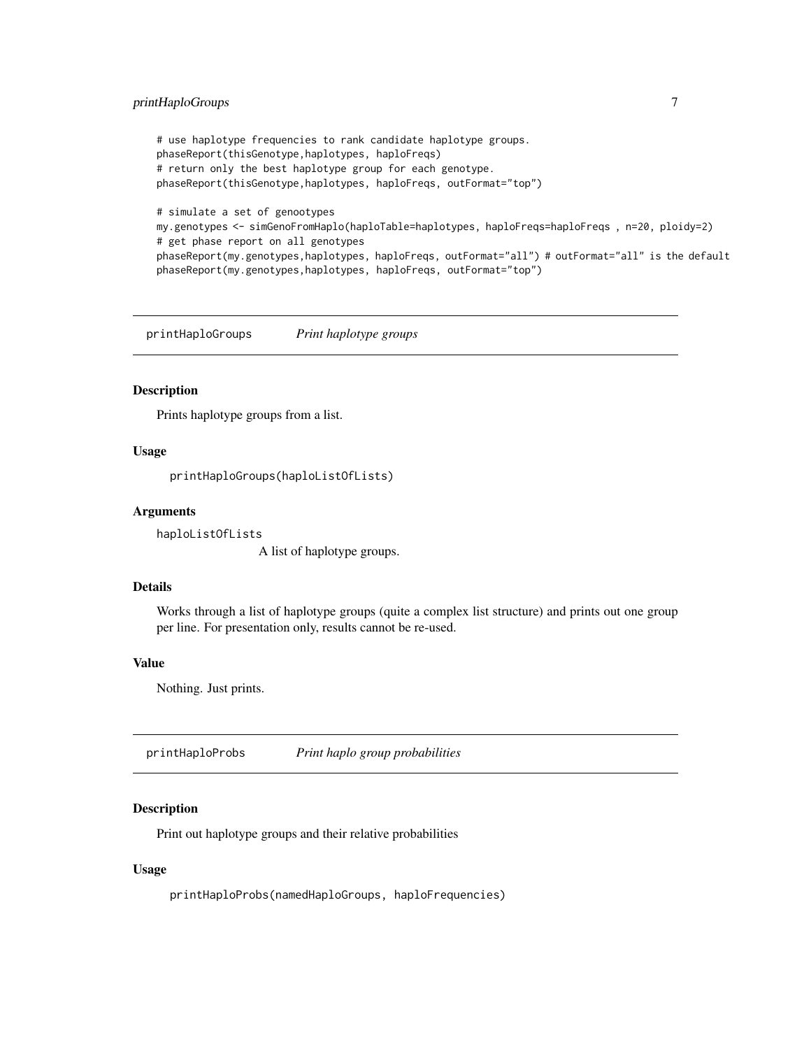```
# use haplotype frequencies to rank candidate haplotype groups.
phaseReport(thisGenotype,haplotypes, haploFreqs)
# return only the best haplotype group for each genotype.
phaseReport(thisGenotype,haplotypes, haploFreqs, outFormat="top")

# simulate a set of genootypes
my.genotypes <- simGenoFromHaplo(haploTable=haplotypes, haploFreqs=haploFreqs , n=20, ploidy=2)
# get phase report on all genotypes
phaseReport(my.genotypes,haplotypes, haploFreqs, outFormat="all") # outFormat="all" is the default
phaseReport(my.genotypes,haplotypes, haploFreqs, outFormat="top")
```

## printHaploGroups *Print haplotype groups*

### Description

Prints haplotype groups from a list.

### Usage

```
printHaploGroups(haploListOfLists)
```

### Arguments

`haploListOfLists`
A list of haplotype groups.

### Details

Works through a list of haplotype groups (quite a complex list structure) and prints out one group per line. For presentation only, results cannot be re-used.

### Value

Nothing. Just prints.

## printHaploProbs *Print haplo group probabilities*

### Description

Print out haplotype groups and their relative probabilities

### Usage

```
printHaploProbs(namedHaploGroups, haploFrequencies)
```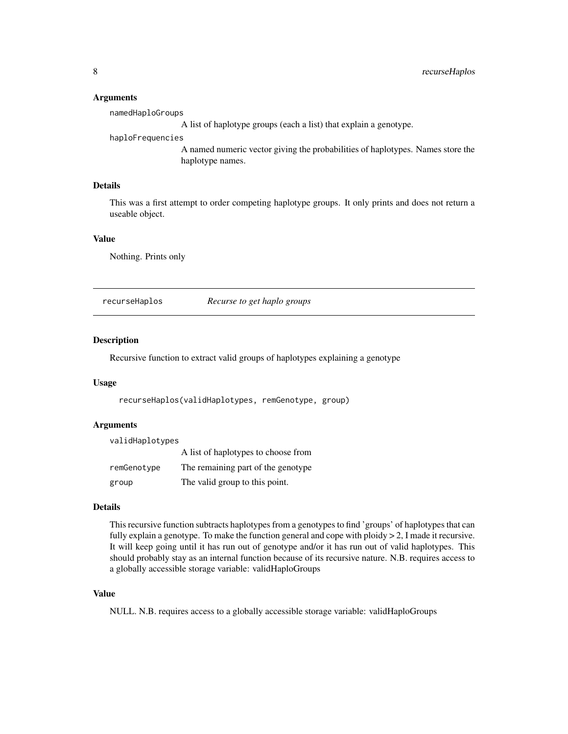### Arguments

namedHaploGroups
: A list of haplotype groups (each a list) that explain a genotype.

haploFrequencies
: A named numeric vector giving the probabilities of haplotypes. Names store the haplotype names.

### Details

This was a first attempt to order competing haplotype groups. It only prints and does not return a useable object.

### Value

Nothing. Prints only

---

## recurseHaplos *Recurse to get haplo groups*

### Description

Recursive function to extract valid groups of haplotypes explaining a genotype

### Usage

```
recurseHaplos(validHaplotypes, remGenotype, group)
```

### Arguments

| | |
|---|---|
| validHaplotypes | A list of haplotypes to choose from |
| remGenotype | The remaining part of the genotype |
| group | The valid group to this point. |

### Details

This recursive function subtracts haplotypes from a genotypes to find 'groups' of haplotypes that can fully explain a genotype. To make the function general and cope with ploidy > 2, I made it recursive. It will keep going until it has run out of genotype and/or it has run out of valid haplotypes. This should probably stay as an internal function because of its recursive nature. N.B. requires access to a globally accessible storage variable: validHaploGroups

### Value

NULL. N.B. requires access to a globally accessible storage variable: validHaploGroups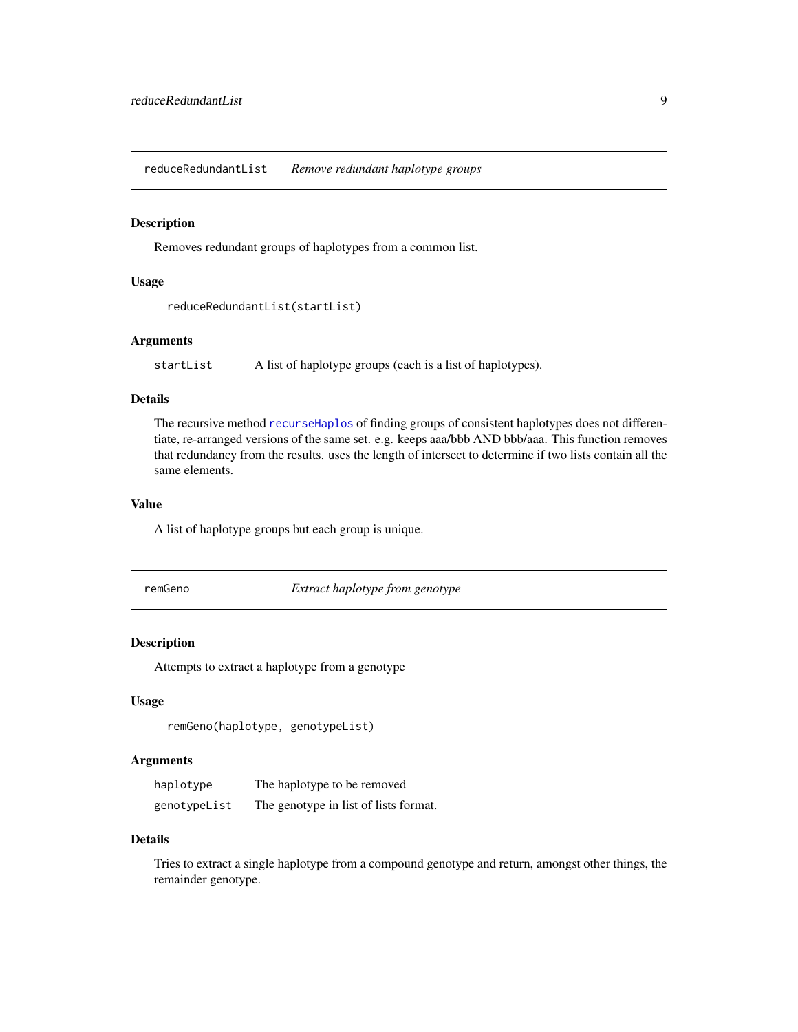## reduceRedundantList *Remove redundant haplotype groups*

### Description

Removes redundant groups of haplotypes from a common list.

### Usage

```
reduceRedundantList(startList)
```

### Arguments

| | |
|---|---|
| startList | A list of haplotype groups (each is a list of haplotypes). |

### Details

The recursive method recurseHaplos of finding groups of consistent haplotypes does not differentiate, re-arranged versions of the same set. e.g. keeps aaa/bbb AND bbb/aaa. This function removes that redundancy from the results. uses the length of intersect to determine if two lists contain all the same elements.

### Value

A list of haplotype groups but each group is unique.

## remGeno *Extract haplotype from genotype*

### Description

Attempts to extract a haplotype from a genotype

### Usage

```
remGeno(haplotype, genotypeList)
```

### Arguments

| | |
|---|---|
| haplotype | The haplotype to be removed |
| genotypeList | The genotype in list of lists format. |

### Details

Tries to extract a single haplotype from a compound genotype and return, amongst other things, the remainder genotype.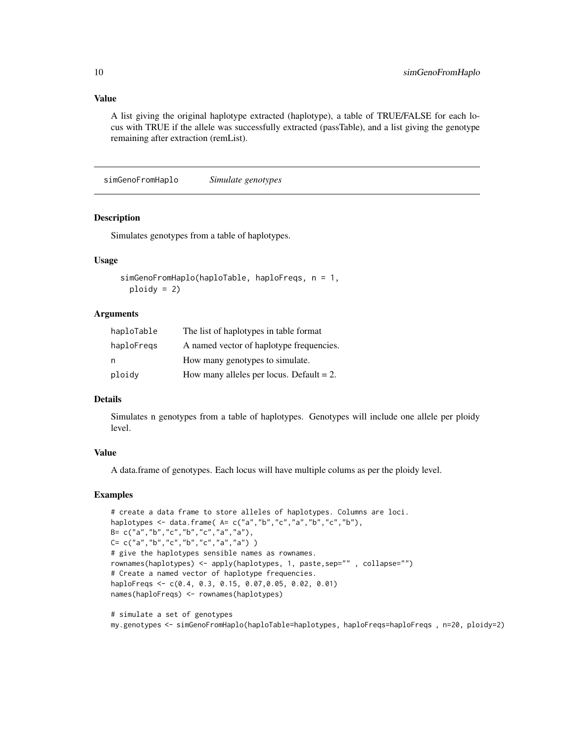### Value

A list giving the original haplotype extracted (haplotype), a table of TRUE/FALSE for each locus with TRUE if the allele was successfully extracted (passTable), and a list giving the genotype remaining after extraction (remList).

---

## simGenoFromHaplo *Simulate genotypes*

### Description

Simulates genotypes from a table of haplotypes.

### Usage

```
simGenoFromHaplo(haploTable, haploFreqs, n = 1,
  ploidy = 2)
```

### Arguments

| | |
|---|---|
| haploTable | The list of haplotypes in table format |
| haploFreqs | A named vector of haplotype frequencies. |
| n | How many genotypes to simulate. |
| ploidy | How many alleles per locus. Default = 2. |

### Details

Simulates n genotypes from a table of haplotypes. Genotypes will include one allele per ploidy level.

### Value

A data.frame of genotypes. Each locus will have multiple colums as per the ploidy level.

### Examples

```
# create a data frame to store alleles of haplotypes. Columns are loci.
haplotypes <- data.frame( A= c("a","b","c","a","b","c","b"),
B= c("a","b","c","b","c","a","a"),
C= c("a","b","c","b","c","a","a") )
# give the haplotypes sensible names as rownames.
rownames(haplotypes) <- apply(haplotypes, 1, paste,sep="" , collapse="")
# Create a named vector of haplotype frequencies.
haploFreqs <- c(0.4, 0.3, 0.15, 0.07,0.05, 0.02, 0.01)
names(haploFreqs) <- rownames(haplotypes)

# simulate a set of genotypes
my.genotypes <- simGenoFromHaplo(haploTable=haplotypes, haploFreqs=haploFreqs , n=20, ploidy=2)
```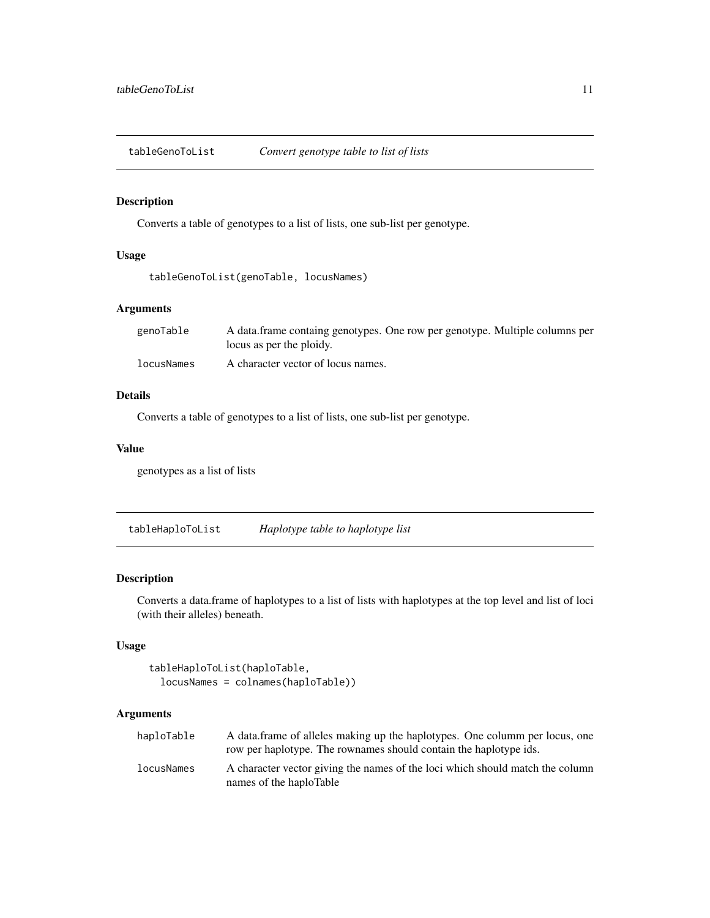## tableGenoToList — *Convert genotype table to list of lists*

### Description

Converts a table of genotypes to a list of lists, one sub-list per genotype.

### Usage

```
tableGenoToList(genoTable, locusNames)
```

### Arguments

| | |
|---|---|
| genoTable | A data.frame containg genotypes. One row per genotype. Multiple columns per locus as per the ploidy. |
| locusNames | A character vector of locus names. |

### Details

Converts a table of genotypes to a list of lists, one sub-list per genotype.

### Value

genotypes as a list of lists

## tableHaploToList — *Haplotype table to haplotype list*

### Description

Converts a data.frame of haplotypes to a list of lists with haplotypes at the top level and list of loci (with their alleles) beneath.

### Usage

```
tableHaploToList(haploTable,
  locusNames = colnames(haploTable))
```

### Arguments

| | |
|---|---|
| haploTable | A data.frame of alleles making up the haplotypes. One columm per locus, one row per haplotype. The rownames should contain the haplotype ids. |
| locusNames | A character vector giving the names of the loci which should match the column names of the haploTable |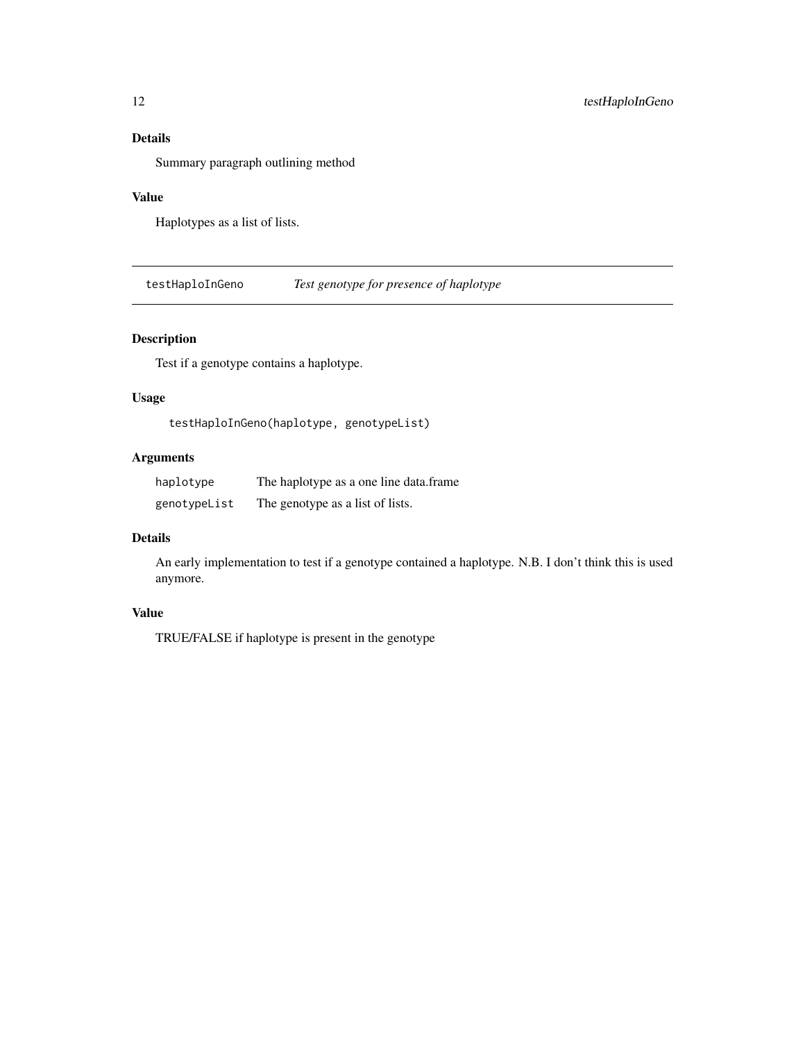### Details

Summary paragraph outlining method

### Value

Haplotypes as a list of lists.

---

## testHaploInGeno — *Test genotype for presence of haplotype*

---

### Description

Test if a genotype contains a haplotype.

### Usage

```
testHaploInGeno(haplotype, genotypeList)
```

### Arguments

| | |
|---|---|
| `haplotype` | The haplotype as a one line data.frame |
| `genotypeList` | The genotype as a list of lists. |

### Details

An early implementation to test if a genotype contained a haplotype. N.B. I don't think this is used anymore.

### Value

TRUE/FALSE if haplotype is present in the genotype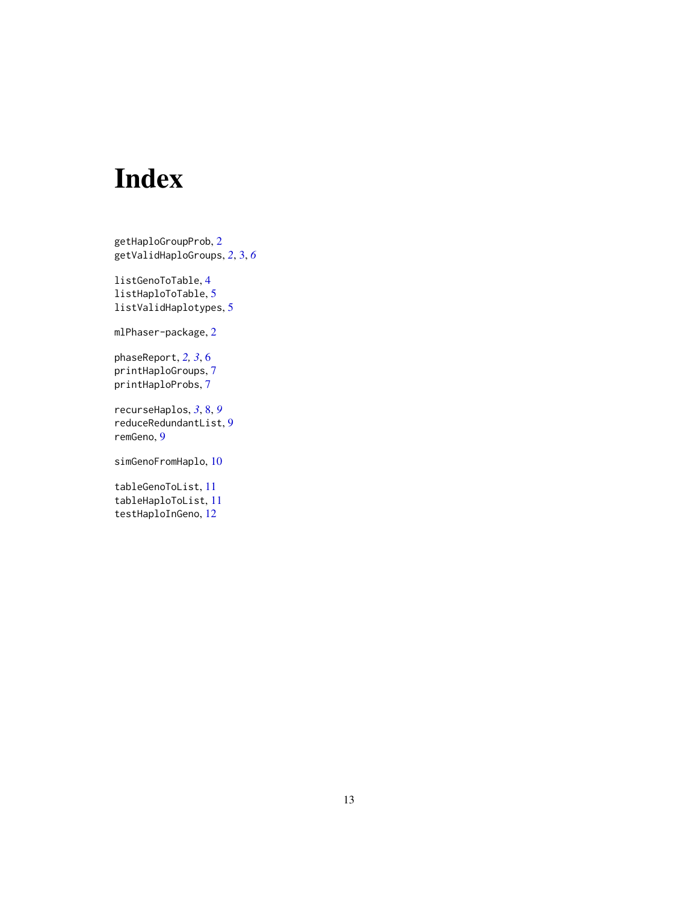# Index

getHaploGroupProb, 2
getValidHaploGroups, *2*, 3, *6*

listGenoToTable, 4
listHaploToTable, 5
listValidHaplotypes, 5

mlPhaser-package, 2

phaseReport, *2, 3*, 6
printHaploGroups, 7
printHaploProbs, 7

recurseHaplos, *3*, 8, *9*
reduceRedundantList, 9
remGeno, 9

simGenoFromHaplo, 10

tableGenoToList, 11
tableHaploToList, 11
testHaploInGeno, 12